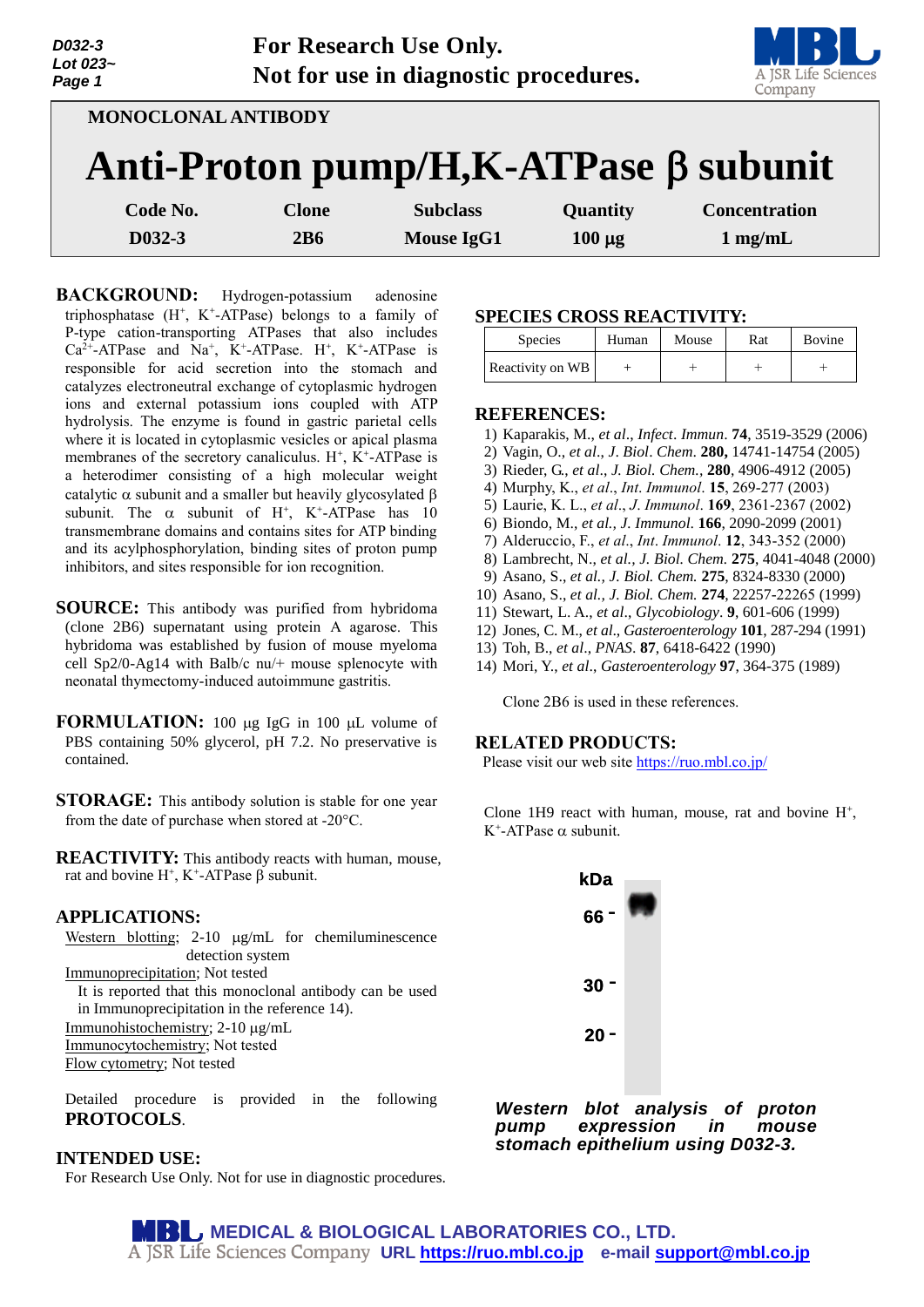For Research Use Only.
Not for use in diagnostic procedures.

MONOCLONAL ANTIBODY

# Anti-Proton pump/H,K-ATPase β subunit

| Code No. | Clone | Subclass | Quantity | Concentration |
|---|---|---|---|---|
| D032-3 | 2B6 | Mouse IgG1 | 100 µg | 1 mg/mL |

**BACKGROUND:** Hydrogen-potassium adenosine triphosphatase ($H^+$, $K^+$-ATPase) belongs to a family of P-type cation-transporting ATPases that also includes $Ca^{2+}$-ATPase and $Na^+$, $K^+$-ATPase. $H^+$, $K^+$-ATPase is responsible for acid secretion into the stomach and catalyzes electroneutral exchange of cytoplasmic hydrogen ions and external potassium ions coupled with ATP hydrolysis. The enzyme is found in gastric parietal cells where it is located in cytoplasmic vesicles or apical plasma membranes of the secretory canaliculus. $H^+$, $K^+$-ATPase is a heterodimer consisting of a high molecular weight catalytic α subunit and a smaller but heavily glycosylated β subunit. The α subunit of $H^+$, $K^+$-ATPase has 10 transmembrane domains and contains sites for ATP binding and its acylphosphorylation, binding sites of proton pump inhibitors, and sites responsible for ion recognition.

**SOURCE:** This antibody was purified from hybridoma (clone 2B6) supernatant using protein A agarose. This hybridoma was established by fusion of mouse myeloma cell Sp2/0-Ag14 with Balb/c nu/+ mouse splenocyte with neonatal thymectomy-induced autoimmune gastritis.

**FORMULATION:** 100 µg IgG in 100 µL volume of PBS containing 50% glycerol, pH 7.2. No preservative is contained.

**STORAGE:** This antibody solution is stable for one year from the date of purchase when stored at -20°C.

**REACTIVITY:** This antibody reacts with human, mouse, rat and bovine $H^+$, $K^+$-ATPase β subunit.

**APPLICATIONS:**

Western blotting; 2-10 µg/mL for chemiluminescence detection system
Immunoprecipitation; Not tested
It is reported that this monoclonal antibody can be used in Immunoprecipitation in the reference 14).
Immunohistochemistry; 2-10 µg/mL
Immunocytochemistry; Not tested
Flow cytometry; Not tested

Detailed procedure is provided in the following **PROTOCOLS**.

**INTENDED USE:**

For Research Use Only. Not for use in diagnostic procedures.

**SPECIES CROSS REACTIVITY:**

| Species | Human | Mouse | Rat | Bovine |
|---|---|---|---|---|
| Reactivity on WB | + | + | + | + |

**REFERENCES:**

1) Kaparakis, M., *et al*., *Infect*. *Immun*. **74**, 3519-3529 (2006)
2) Vagin, O., *et al*., *J*. *Biol*. *Chem*. **280,** 14741-14754 (2005)
3) Rieder, G., *et al*., *J*. *Biol. Chem.*, **280**, 4906-4912 (2005)
4) Murphy, K., *et al*., *Int*. *Immunol*. **15**, 269-277 (2003)
5) Laurie, K. L., *et al*., *J*. *Immunol*. **169**, 2361-2367 (2002)
6) Biondo, M., *et al., J. Immunol*. **166**, 2090-2099 (2001)
7) Alderuccio, F., *et al*., *Int*. *Immunol*. **12**, 343-352 (2000)
8) Lambrecht, N., *et al., J. Biol. Chem*. **275**, 4041-4048 (2000)
9) Asano, S., *et al., J. Biol. Chem.* **275**, 8324-8330 (2000)
10) Asano, S., *et al., J. Biol. Chem.* **274**, 22257-22265 (1999)
11) Stewart, L. A., *et al*., *Glycobiology*. **9**, 601-606 (1999)
12) Jones, C. M., *et al*., *Gastroenterology* **101**, 287-294 (1991)
13) Toh, B., *et al*., *PNAS*. **87**, 6418-6422 (1990)
14) Mori, Y., *et al*., *Gastroenterology* **97**, 364-375 (1989)

Clone 2B6 is used in these references.

**RELATED PRODUCTS:**

Please visit our web site https://ruo.mbl.co.jp/

Clone 1H9 react with human, mouse, rat and bovine $H^+$, $K^+$-ATPase α subunit.

kDa
66 -
30 -
20 -

***Western blot analysis of proton pump expression in mouse stomach epithelium using D032-3.***

MEDICAL & BIOLOGICAL LABORATORIES CO., LTD.
A JSR Life Sciences Company URL https://ruo.mbl.co.jp e-mail support@mbl.co.jp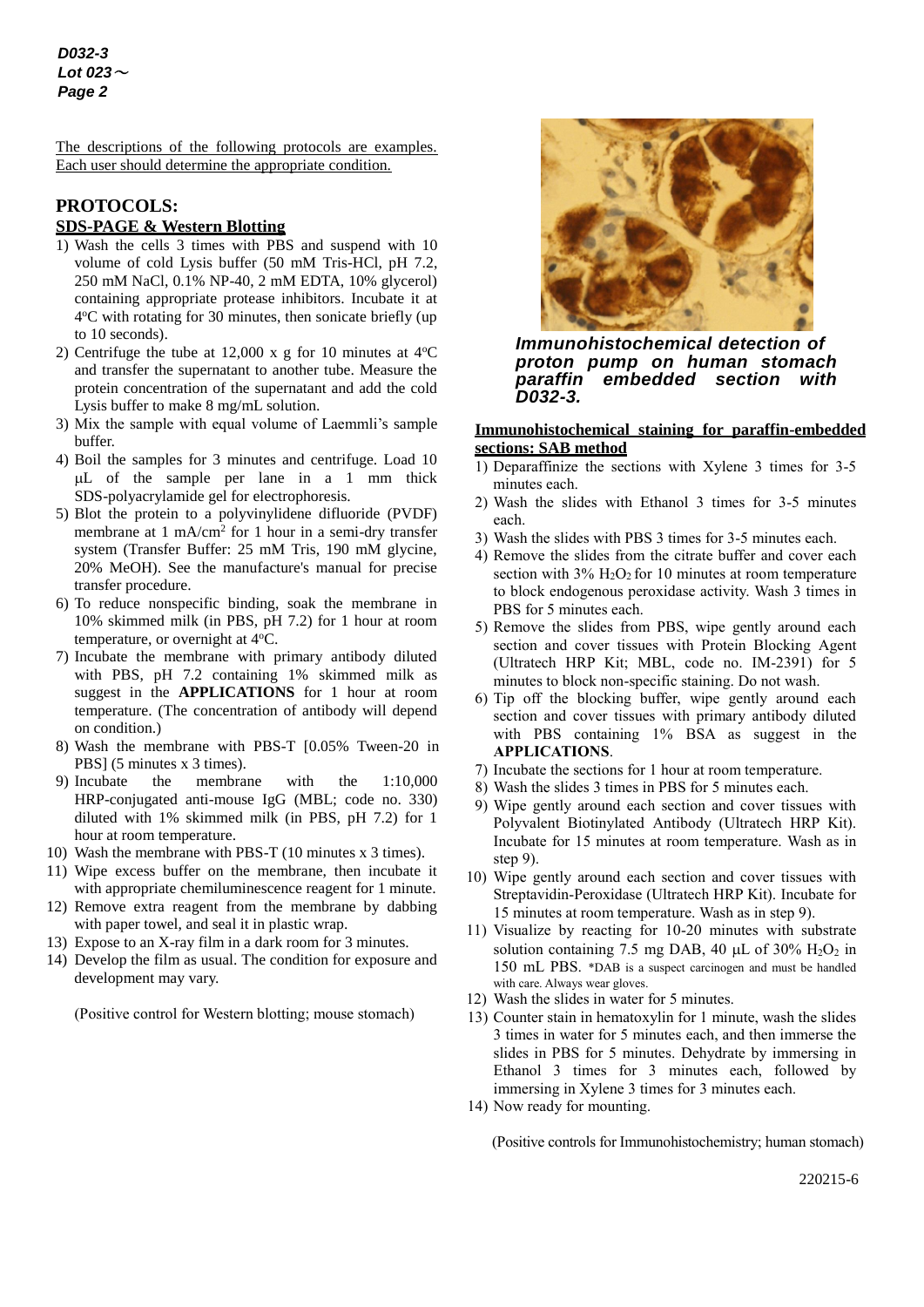The descriptions of the following protocols are examples. Each user should determine the appropriate condition.

## PROTOCOLS:

### SDS-PAGE & Western Blotting

1) Wash the cells 3 times with PBS and suspend with 10 volume of cold Lysis buffer (50 mM Tris-HCl, pH 7.2, 250 mM NaCl, 0.1% NP-40, 2 mM EDTA, 10% glycerol) containing appropriate protease inhibitors. Incubate it at 4°C with rotating for 30 minutes, then sonicate briefly (up to 10 seconds).
2) Centrifuge the tube at 12,000 x g for 10 minutes at 4°C and transfer the supernatant to another tube. Measure the protein concentration of the supernatant and add the cold Lysis buffer to make 8 mg/mL solution.
3) Mix the sample with equal volume of Laemmli's sample buffer.
4) Boil the samples for 3 minutes and centrifuge. Load 10 μL of the sample per lane in a 1 mm thick SDS-polyacrylamide gel for electrophoresis.
5) Blot the protein to a polyvinylidene difluoride (PVDF) membrane at 1 mA/cm$^2$ for 1 hour in a semi-dry transfer system (Transfer Buffer: 25 mM Tris, 190 mM glycine, 20% MeOH). See the manufacture's manual for precise transfer procedure.
6) To reduce nonspecific binding, soak the membrane in 10% skimmed milk (in PBS, pH 7.2) for 1 hour at room temperature, or overnight at 4°C.
7) Incubate the membrane with primary antibody diluted with PBS, pH 7.2 containing 1% skimmed milk as suggest in the **APPLICATIONS** for 1 hour at room temperature. (The concentration of antibody will depend on condition.)
8) Wash the membrane with PBS-T [0.05% Tween-20 in PBS] (5 minutes x 3 times).
9) Incubate the membrane with the 1:10,000 HRP-conjugated anti-mouse IgG (MBL; code no. 330) diluted with 1% skimmed milk (in PBS, pH 7.2) for 1 hour at room temperature.
10) Wash the membrane with PBS-T (10 minutes x 3 times).
11) Wipe excess buffer on the membrane, then incubate it with appropriate chemiluminescence reagent for 1 minute.
12) Remove extra reagent from the membrane by dabbing with paper towel, and seal it in plastic wrap.
13) Expose to an X-ray film in a dark room for 3 minutes.
14) Develop the film as usual. The condition for exposure and development may vary.

(Positive control for Western blotting; mouse stomach)

*Immunohistochemical detection of proton pump on human stomach paraffin embedded section with D032-3.*

### Immunohistochemical staining for paraffin-embedded sections: SAB method

1) Deparaffinize the sections with Xylene 3 times for 3-5 minutes each.
2) Wash the slides with Ethanol 3 times for 3-5 minutes each.
3) Wash the slides with PBS 3 times for 3-5 minutes each.
4) Remove the slides from the citrate buffer and cover each section with 3% $H_2O_2$ for 10 minutes at room temperature to block endogenous peroxidase activity. Wash 3 times in PBS for 5 minutes each.
5) Remove the slides from PBS, wipe gently around each section and cover tissues with Protein Blocking Agent (Ultratech HRP Kit; MBL, code no. IM-2391) for 5 minutes to block non-specific staining. Do not wash.
6) Tip off the blocking buffer, wipe gently around each section and cover tissues with primary antibody diluted with PBS containing 1% BSA as suggest in the **APPLICATIONS**.
7) Incubate the sections for 1 hour at room temperature.
8) Wash the slides 3 times in PBS for 5 minutes each.
9) Wipe gently around each section and cover tissues with Polyvalent Biotinylated Antibody (Ultratech HRP Kit). Incubate for 15 minutes at room temperature. Wash as in step 9).
10) Wipe gently around each section and cover tissues with Streptavidin-Peroxidase (Ultratech HRP Kit). Incubate for 15 minutes at room temperature. Wash as in step 9).
11) Visualize by reacting for 10-20 minutes with substrate solution containing 7.5 mg DAB, 40 μL of 30% $H_2O_2$ in 150 mL PBS. *DAB is a suspect carcinogen and must be handled with care. Always wear gloves.
12) Wash the slides in water for 5 minutes.
13) Counter stain in hematoxylin for 1 minute, wash the slides 3 times in water for 5 minutes each, and then immerse the slides in PBS for 5 minutes. Dehydrate by immersing in Ethanol 3 times for 3 minutes each, followed by immersing in Xylene 3 times for 3 minutes each.
14) Now ready for mounting.

(Positive controls for Immunohistochemistry; human stomach)

220215-6